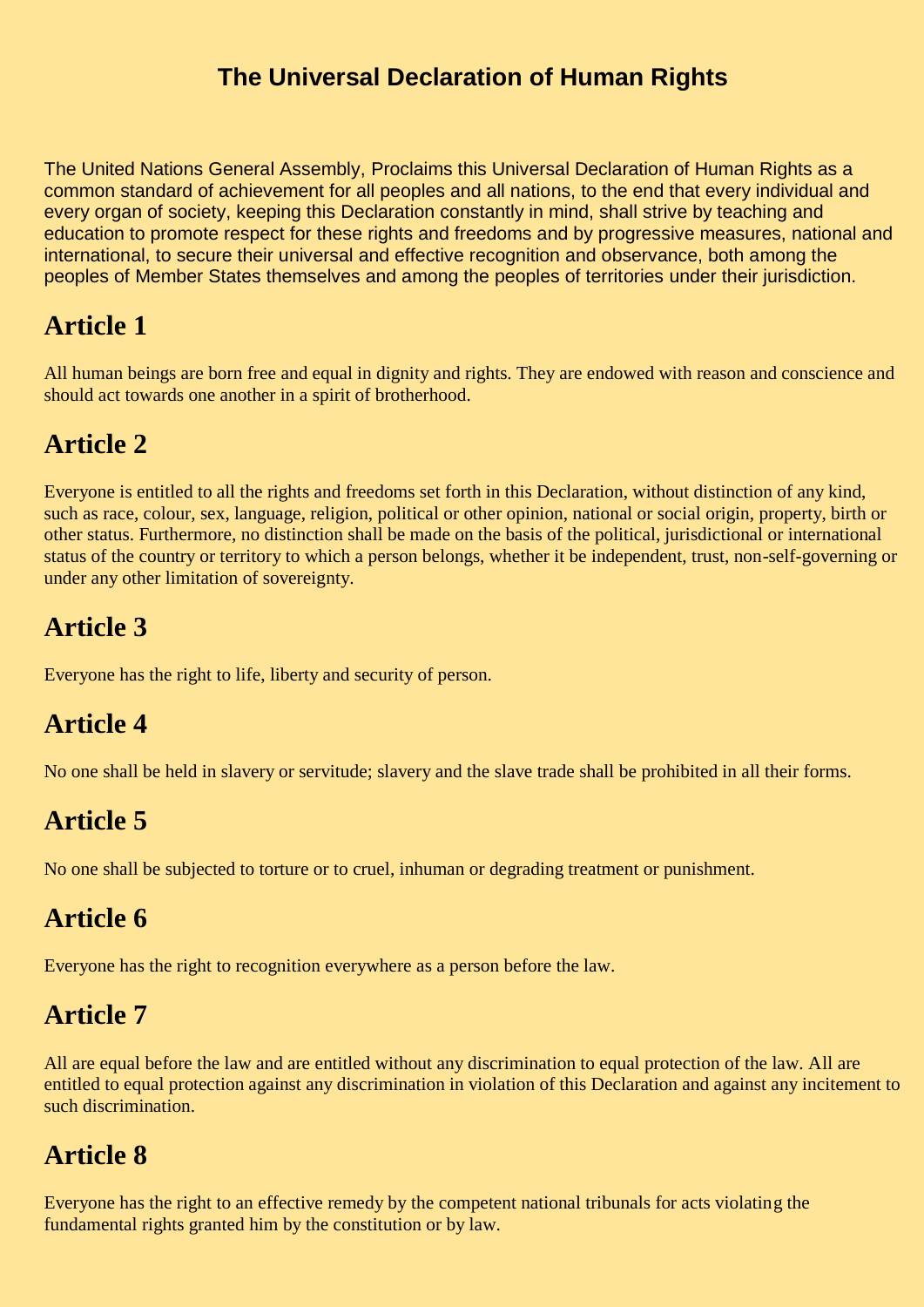# The Universal Declaration of Human Rights

The United Nations General Assembly, Proclaims this Universal Declaration of Human Rights as a common standard of achievement for all peoples and all nations, to the end that every individual and every organ of society, keeping this Declaration constantly in mind, shall strive by teaching and education to promote respect for these rights and freedoms and by progressive measures, national and international, to secure their universal and effective recognition and observance, both among the peoples of Member States themselves and among the peoples of territories under their jurisdiction.

## Article 1

All human beings are born free and equal in dignity and rights. They are endowed with reason and conscience and should act towards one another in a spirit of brotherhood.

## Article 2

Everyone is entitled to all the rights and freedoms set forth in this Declaration, without distinction of any kind, such as race, colour, sex, language, religion, political or other opinion, national or social origin, property, birth or other status. Furthermore, no distinction shall be made on the basis of the political, jurisdictional or international status of the country or territory to which a person belongs, whether it be independent, trust, non-self-governing or under any other limitation of sovereignty.

## Article 3

Everyone has the right to life, liberty and security of person.

## Article 4

No one shall be held in slavery or servitude; slavery and the slave trade shall be prohibited in all their forms.

## Article 5

No one shall be subjected to torture or to cruel, inhuman or degrading treatment or punishment.

## Article 6

Everyone has the right to recognition everywhere as a person before the law.

## Article 7

All are equal before the law and are entitled without any discrimination to equal protection of the law. All are entitled to equal protection against any discrimination in violation of this Declaration and against any incitement to such discrimination.

## Article 8

Everyone has the right to an effective remedy by the competent national tribunals for acts violating the fundamental rights granted him by the constitution or by law.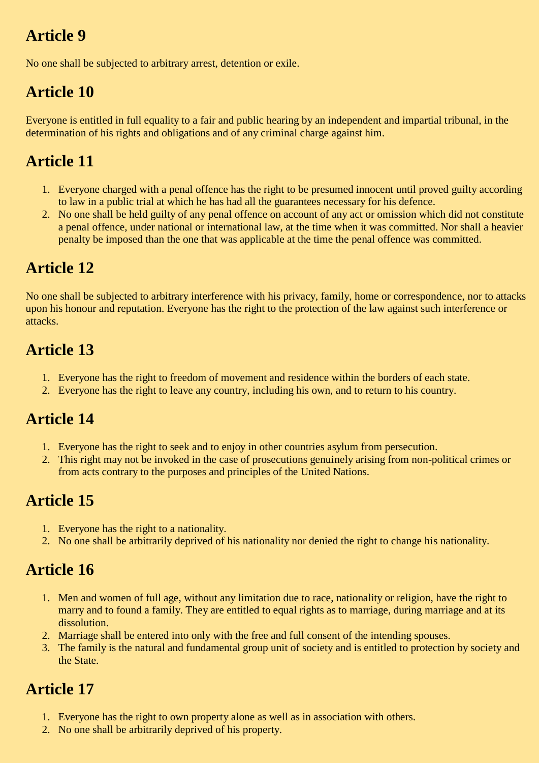## Article 9

No one shall be subjected to arbitrary arrest, detention or exile.

## Article 10

Everyone is entitled in full equality to a fair and public hearing by an independent and impartial tribunal, in the determination of his rights and obligations and of any criminal charge against him.

## Article 11

1. Everyone charged with a penal offence has the right to be presumed innocent until proved guilty according to law in a public trial at which he has had all the guarantees necessary for his defence.
2. No one shall be held guilty of any penal offence on account of any act or omission which did not constitute a penal offence, under national or international law, at the time when it was committed. Nor shall a heavier penalty be imposed than the one that was applicable at the time the penal offence was committed.

## Article 12

No one shall be subjected to arbitrary interference with his privacy, family, home or correspondence, nor to attacks upon his honour and reputation. Everyone has the right to the protection of the law against such interference or attacks.

## Article 13

1. Everyone has the right to freedom of movement and residence within the borders of each state.
2. Everyone has the right to leave any country, including his own, and to return to his country.

## Article 14

1. Everyone has the right to seek and to enjoy in other countries asylum from persecution.
2. This right may not be invoked in the case of prosecutions genuinely arising from non-political crimes or from acts contrary to the purposes and principles of the United Nations.

## Article 15

1. Everyone has the right to a nationality.
2. No one shall be arbitrarily deprived of his nationality nor denied the right to change his nationality.

## Article 16

1. Men and women of full age, without any limitation due to race, nationality or religion, have the right to marry and to found a family. They are entitled to equal rights as to marriage, during marriage and at its dissolution.
2. Marriage shall be entered into only with the free and full consent of the intending spouses.
3. The family is the natural and fundamental group unit of society and is entitled to protection by society and the State.

## Article 17

1. Everyone has the right to own property alone as well as in association with others.
2. No one shall be arbitrarily deprived of his property.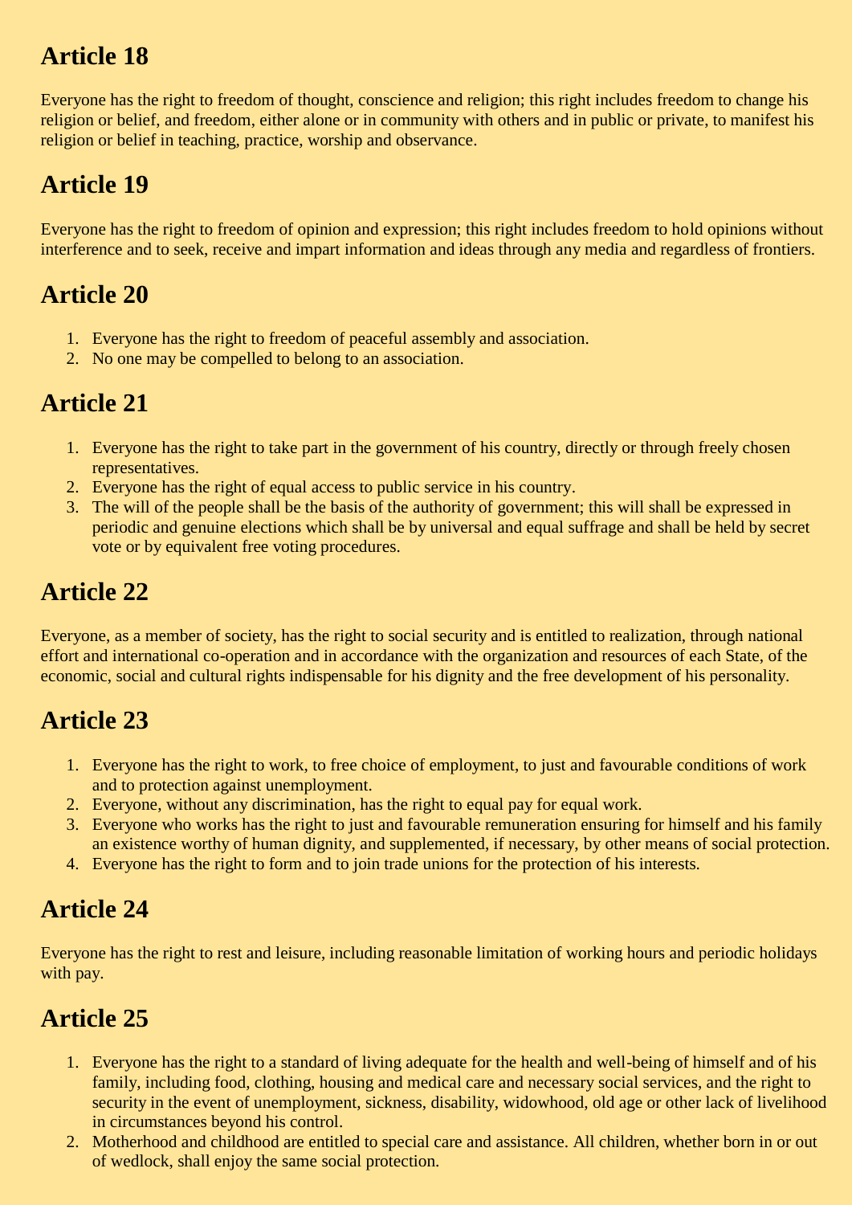## Article 18

Everyone has the right to freedom of thought, conscience and religion; this right includes freedom to change his religion or belief, and freedom, either alone or in community with others and in public or private, to manifest his religion or belief in teaching, practice, worship and observance.

## Article 19

Everyone has the right to freedom of opinion and expression; this right includes freedom to hold opinions without interference and to seek, receive and impart information and ideas through any media and regardless of frontiers.

## Article 20

1. Everyone has the right to freedom of peaceful assembly and association.
2. No one may be compelled to belong to an association.

## Article 21

1. Everyone has the right to take part in the government of his country, directly or through freely chosen representatives.
2. Everyone has the right of equal access to public service in his country.
3. The will of the people shall be the basis of the authority of government; this will shall be expressed in periodic and genuine elections which shall be by universal and equal suffrage and shall be held by secret vote or by equivalent free voting procedures.

## Article 22

Everyone, as a member of society, has the right to social security and is entitled to realization, through national effort and international co-operation and in accordance with the organization and resources of each State, of the economic, social and cultural rights indispensable for his dignity and the free development of his personality.

## Article 23

1. Everyone has the right to work, to free choice of employment, to just and favourable conditions of work and to protection against unemployment.
2. Everyone, without any discrimination, has the right to equal pay for equal work.
3. Everyone who works has the right to just and favourable remuneration ensuring for himself and his family an existence worthy of human dignity, and supplemented, if necessary, by other means of social protection.
4. Everyone has the right to form and to join trade unions for the protection of his interests.

## Article 24

Everyone has the right to rest and leisure, including reasonable limitation of working hours and periodic holidays with pay.

## Article 25

1. Everyone has the right to a standard of living adequate for the health and well-being of himself and of his family, including food, clothing, housing and medical care and necessary social services, and the right to security in the event of unemployment, sickness, disability, widowhood, old age or other lack of livelihood in circumstances beyond his control.
2. Motherhood and childhood are entitled to special care and assistance. All children, whether born in or out of wedlock, shall enjoy the same social protection.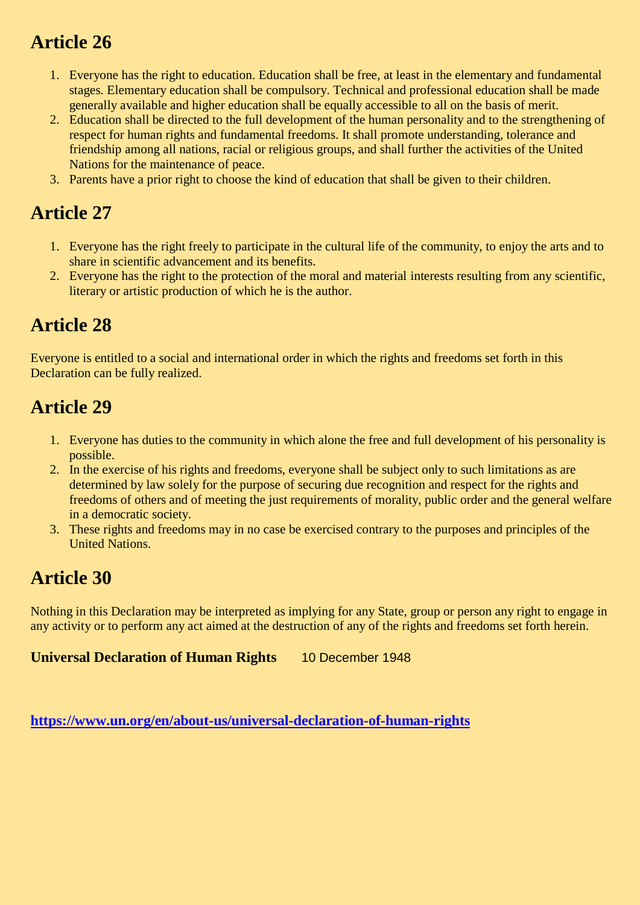## Article 26

1. Everyone has the right to education. Education shall be free, at least in the elementary and fundamental stages. Elementary education shall be compulsory. Technical and professional education shall be made generally available and higher education shall be equally accessible to all on the basis of merit.
2. Education shall be directed to the full development of the human personality and to the strengthening of respect for human rights and fundamental freedoms. It shall promote understanding, tolerance and friendship among all nations, racial or religious groups, and shall further the activities of the United Nations for the maintenance of peace.
3. Parents have a prior right to choose the kind of education that shall be given to their children.

## Article 27

1. Everyone has the right freely to participate in the cultural life of the community, to enjoy the arts and to share in scientific advancement and its benefits.
2. Everyone has the right to the protection of the moral and material interests resulting from any scientific, literary or artistic production of which he is the author.

## Article 28

Everyone is entitled to a social and international order in which the rights and freedoms set forth in this Declaration can be fully realized.

## Article 29

1. Everyone has duties to the community in which alone the free and full development of his personality is possible.
2. In the exercise of his rights and freedoms, everyone shall be subject only to such limitations as are determined by law solely for the purpose of securing due recognition and respect for the rights and freedoms of others and of meeting the just requirements of morality, public order and the general welfare in a democratic society.
3. These rights and freedoms may in no case be exercised contrary to the purposes and principles of the United Nations.

## Article 30

Nothing in this Declaration may be interpreted as implying for any State, group or person any right to engage in any activity or to perform any act aimed at the destruction of any of the rights and freedoms set forth herein.

**Universal Declaration of Human Rights** 10 December 1948

**https://www.un.org/en/about-us/universal-declaration-of-human-rights**